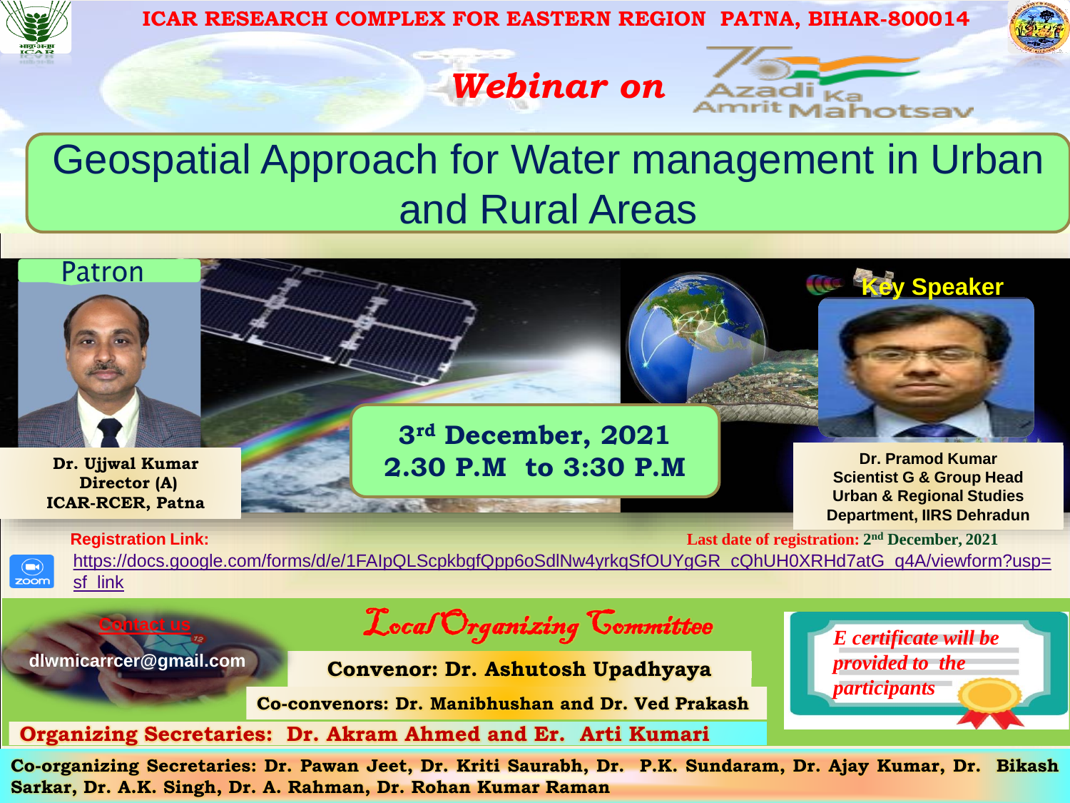# ICAR RESEARCH COMPLEX FOR EASTERN REGION PATNA, BIHAR-800014

## *Webinar on*

Azadi Ka Amrit Mahotsav

# Geospatial Approach for Water management in Urban and Rural Areas

**Patron**

**Dr. Ujjwal Kumar**
**Director (A)**
**ICAR-RCER, Patna**

**3rd December, 2021**
**2.30 P.M to 3:30 P.M**

**Key Speaker**

**Dr. Pramod Kumar**
**Scientist G & Group Head**
**Urban & Regional Studies**
**Department, IIRS Dehradun**

**Registration Link:**

**Last date of registration: 2nd December, 2021**

https://docs.google.com/forms/d/e/1FAIpQLScpkbgfQpp6oSdlNw4yrkqSfOUYgGR_cQhUH0XRHd7atG_q4A/viewform?usp=sf_link

**Contact us**

**dlwmicarrcer@gmail.com**

## *Local Organizing Committee*

**Convenor: Dr. Ashutosh Upadhyaya**

**Co-convenors: Dr. Manibhushan and Dr. Ved Prakash**

**Organizing Secretaries: Dr. Akram Ahmed and Er. Arti Kumari**

*E certificate will be provided to the participants*

**Co-organizing Secretaries: Dr. Pawan Jeet, Dr. Kriti Saurabh, Dr. P.K. Sundaram, Dr. Ajay Kumar, Dr. Bikash Sarkar, Dr. A.K. Singh, Dr. A. Rahman, Dr. Rohan Kumar Raman**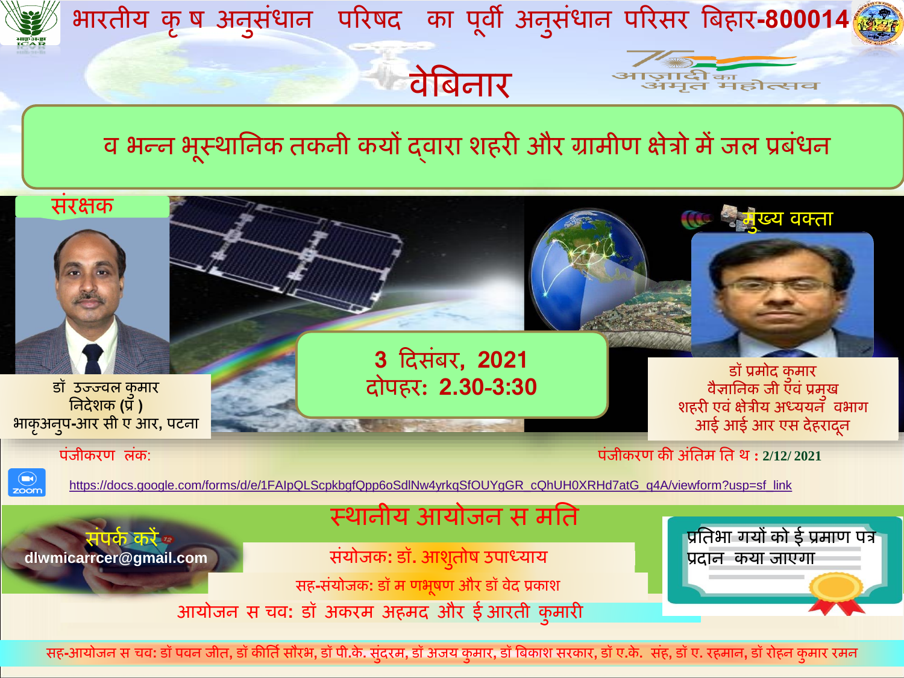# भारतीय कृ ष अनुसंधान परिषद का पूर्वी अनुसंधान परिसर बिहार-800014

## वेबिनार

आज़ादी का अमृत महोत्सव

## व भन्न भूस्थानिक तकनी कयों द्वारा शहरी और ग्रामीण क्षेत्रो में जल प्रबंधन

**संरक्षक**

डॉ उज्ज्वल कुमार
निदेशक (प्र )
भाकृअनुप-आर सी ए आर, पटना

**3 दिसंबर, 2021**
**दोपहर: 2.30-3:30**

**मुख्य वक्ता**

डॉ प्रमोद कुमार
वैज्ञानिक जी एवं प्रमुख
शहरी एवं क्षेत्रीय अध्ययन वभाग
आई आई आर एस देहरादून

पंजीकरण लंक:

पंजीकरण की अंतिम ति थ : **2/12/ 2021**

zoom

https://docs.google.com/forms/d/e/1FAIpQLScpkbgfQpp6oSdlNw4yrkqSfOUYgGR_cQhUH0XRHd7atG_q4A/viewform?usp=sf_link

## स्थानीय आयोजन स मति

संपर्क करें
**dlwmicarrcer@gmail.com**

संयोजक: डॉ. आशुतोष उपाध्याय

सह-संयोजक: डॉ म णभूषण और डॉ वेद प्रकाश

आयोजन स चव: डॉ अकरम अहमद और ई आरती कुमारी

प्रतिभा गयों को ई प्रमाण पत्र प्रदान कया जाएगा

सह-आयोजन स चव: डॉ पवन जीत, डॉ कीर्ति सौरभ, डॉ पी.के. सुंदरम, डॉ अजय कुमार, डॉ बिकाश सरकार, डॉ ए.के. संह, डॉ ए. रहमान, डॉ रोहन कुमार रमन